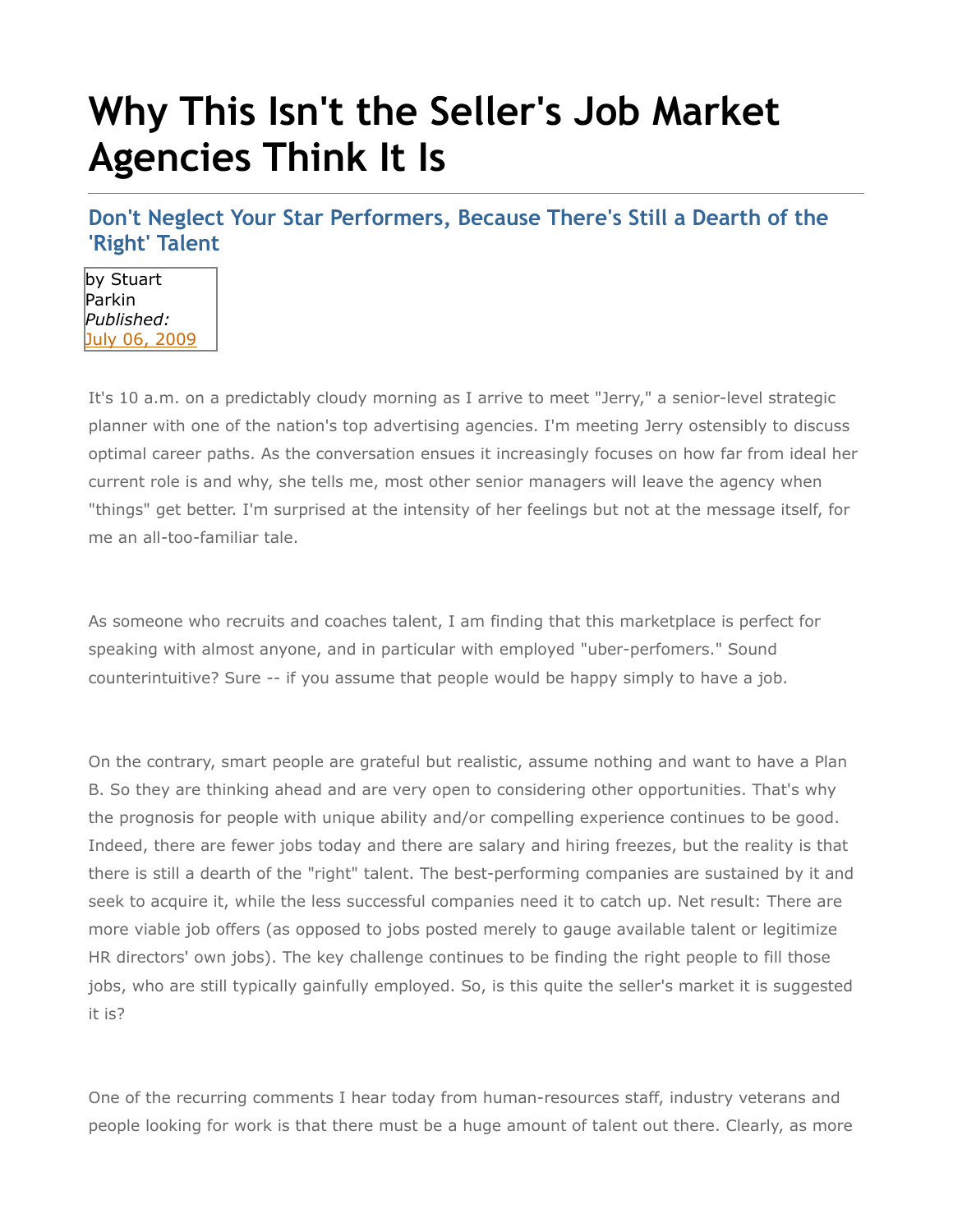# Why This Isn't the Seller's Job Market Agencies Think It Is

## Don't Neglect Your Star Performers, Because There's Still a Dearth of the 'Right' Talent

by Stuart Parkin
*Published:* July 06, 2009

It's 10 a.m. on a predictably cloudy morning as I arrive to meet "Jerry," a senior-level strategic planner with one of the nation's top advertising agencies. I'm meeting Jerry ostensibly to discuss optimal career paths. As the conversation ensues it increasingly focuses on how far from ideal her current role is and why, she tells me, most other senior managers will leave the agency when "things" get better. I'm surprised at the intensity of her feelings but not at the message itself, for me an all-too-familiar tale.

As someone who recruits and coaches talent, I am finding that this marketplace is perfect for speaking with almost anyone, and in particular with employed "uber-perfomers." Sound counterintuitive? Sure -- if you assume that people would be happy simply to have a job.

On the contrary, smart people are grateful but realistic, assume nothing and want to have a Plan B. So they are thinking ahead and are very open to considering other opportunities. That's why the prognosis for people with unique ability and/or compelling experience continues to be good. Indeed, there are fewer jobs today and there are salary and hiring freezes, but the reality is that there is still a dearth of the "right" talent. The best-performing companies are sustained by it and seek to acquire it, while the less successful companies need it to catch up. Net result: There are more viable job offers (as opposed to jobs posted merely to gauge available talent or legitimize HR directors' own jobs). The key challenge continues to be finding the right people to fill those jobs, who are still typically gainfully employed. So, is this quite the seller's market it is suggested it is?

One of the recurring comments I hear today from human-resources staff, industry veterans and people looking for work is that there must be a huge amount of talent out there. Clearly, as more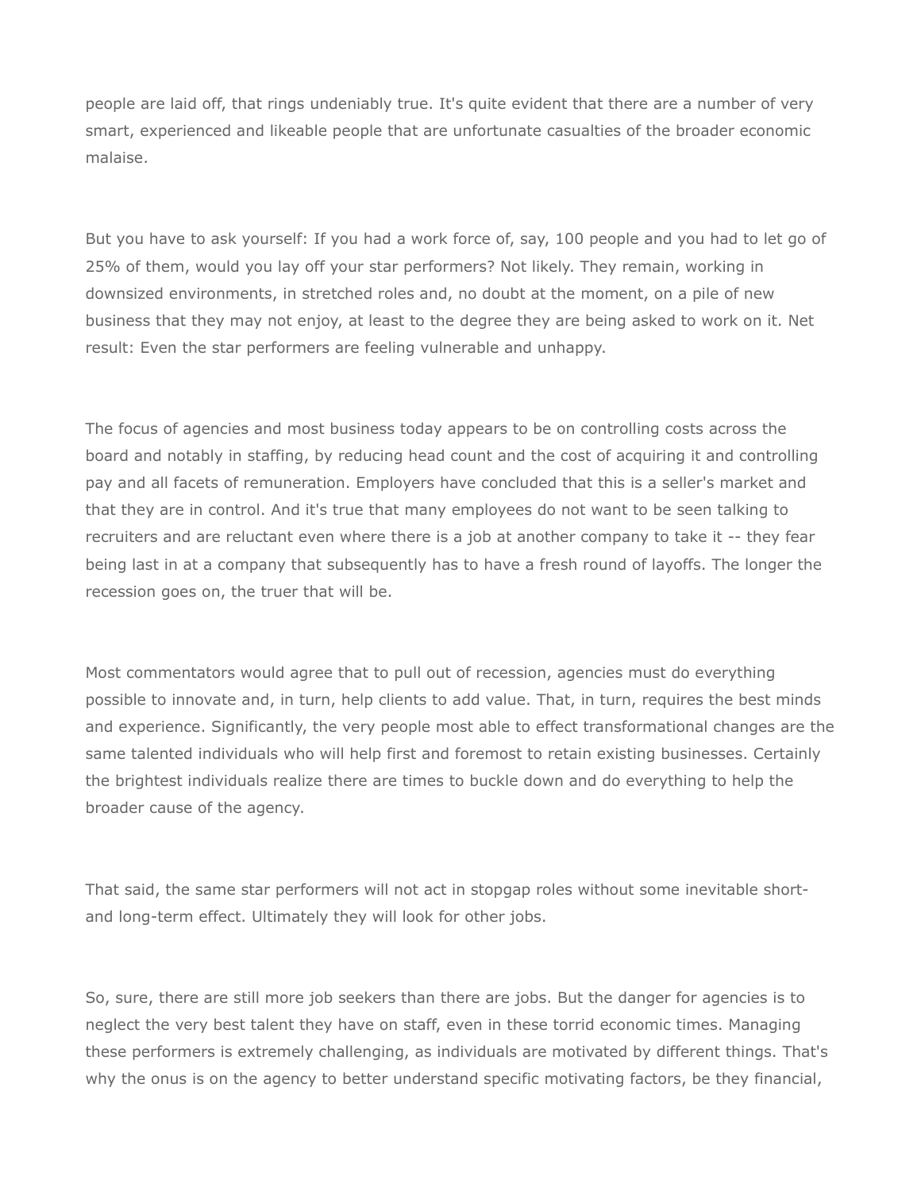people are laid off, that rings undeniably true. It's quite evident that there are a number of very smart, experienced and likeable people that are unfortunate casualties of the broader economic malaise.

But you have to ask yourself: If you had a work force of, say, 100 people and you had to let go of 25% of them, would you lay off your star performers? Not likely. They remain, working in downsized environments, in stretched roles and, no doubt at the moment, on a pile of new business that they may not enjoy, at least to the degree they are being asked to work on it. Net result: Even the star performers are feeling vulnerable and unhappy.

The focus of agencies and most business today appears to be on controlling costs across the board and notably in staffing, by reducing head count and the cost of acquiring it and controlling pay and all facets of remuneration. Employers have concluded that this is a seller's market and that they are in control. And it's true that many employees do not want to be seen talking to recruiters and are reluctant even where there is a job at another company to take it -- they fear being last in at a company that subsequently has to have a fresh round of layoffs. The longer the recession goes on, the truer that will be.

Most commentators would agree that to pull out of recession, agencies must do everything possible to innovate and, in turn, help clients to add value. That, in turn, requires the best minds and experience. Significantly, the very people most able to effect transformational changes are the same talented individuals who will help first and foremost to retain existing businesses. Certainly the brightest individuals realize there are times to buckle down and do everything to help the broader cause of the agency.

That said, the same star performers will not act in stopgap roles without some inevitable short- and long-term effect. Ultimately they will look for other jobs.

So, sure, there are still more job seekers than there are jobs. But the danger for agencies is to neglect the very best talent they have on staff, even in these torrid economic times. Managing these performers is extremely challenging, as individuals are motivated by different things. That's why the onus is on the agency to better understand specific motivating factors, be they financial,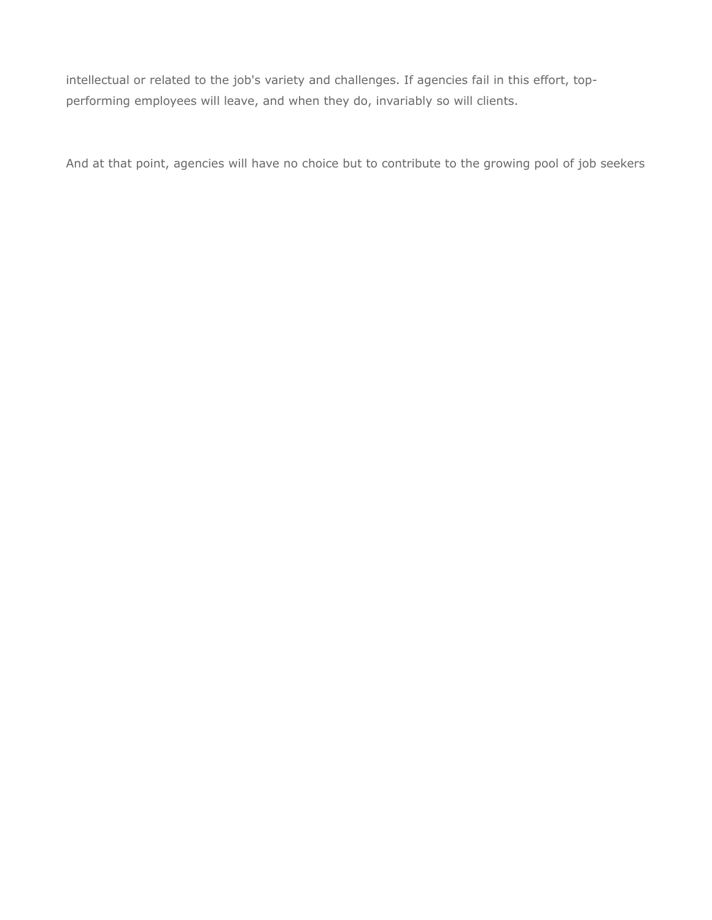intellectual or related to the job's variety and challenges. If agencies fail in this effort, top-performing employees will leave, and when they do, invariably so will clients.

And at that point, agencies will have no choice but to contribute to the growing pool of job seekers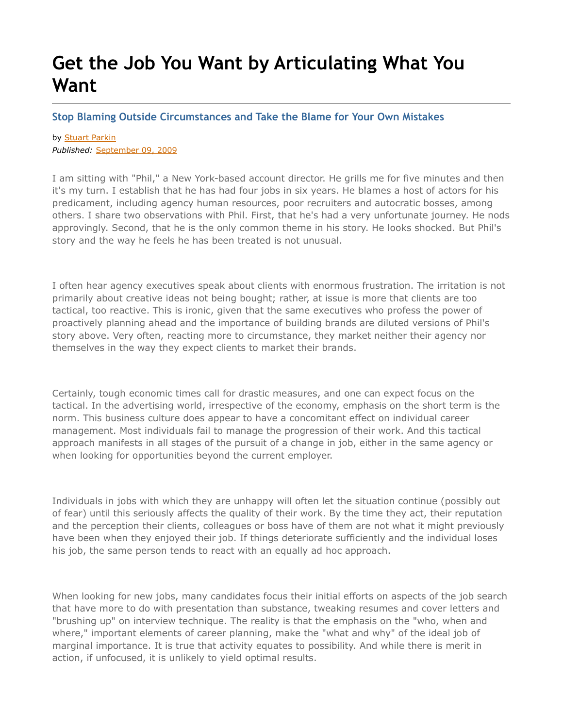# Get the Job You Want by Articulating What You Want

## Stop Blaming Outside Circumstances and Take the Blame for Your Own Mistakes

by Stuart Parkin
*Published:* September 09, 2009

I am sitting with "Phil," a New York-based account director. He grills me for five minutes and then it's my turn. I establish that he has had four jobs in six years. He blames a host of actors for his predicament, including agency human resources, poor recruiters and autocratic bosses, among others. I share two observations with Phil. First, that he's had a very unfortunate journey. He nods approvingly. Second, that he is the only common theme in his story. He looks shocked. But Phil's story and the way he feels he has been treated is not unusual.

I often hear agency executives speak about clients with enormous frustration. The irritation is not primarily about creative ideas not being bought; rather, at issue is more that clients are too tactical, too reactive. This is ironic, given that the same executives who profess the power of proactively planning ahead and the importance of building brands are diluted versions of Phil's story above. Very often, reacting more to circumstance, they market neither their agency nor themselves in the way they expect clients to market their brands.

Certainly, tough economic times call for drastic measures, and one can expect focus on the tactical. In the advertising world, irrespective of the economy, emphasis on the short term is the norm. This business culture does appear to have a concomitant effect on individual career management. Most individuals fail to manage the progression of their work. And this tactical approach manifests in all stages of the pursuit of a change in job, either in the same agency or when looking for opportunities beyond the current employer.

Individuals in jobs with which they are unhappy will often let the situation continue (possibly out of fear) until this seriously affects the quality of their work. By the time they act, their reputation and the perception their clients, colleagues or boss have of them are not what it might previously have been when they enjoyed their job. If things deteriorate sufficiently and the individual loses his job, the same person tends to react with an equally ad hoc approach.

When looking for new jobs, many candidates focus their initial efforts on aspects of the job search that have more to do with presentation than substance, tweaking resumes and cover letters and "brushing up" on interview technique. The reality is that the emphasis on the "who, when and where," important elements of career planning, make the "what and why" of the ideal job of marginal importance. It is true that activity equates to possibility. And while there is merit in action, if unfocused, it is unlikely to yield optimal results.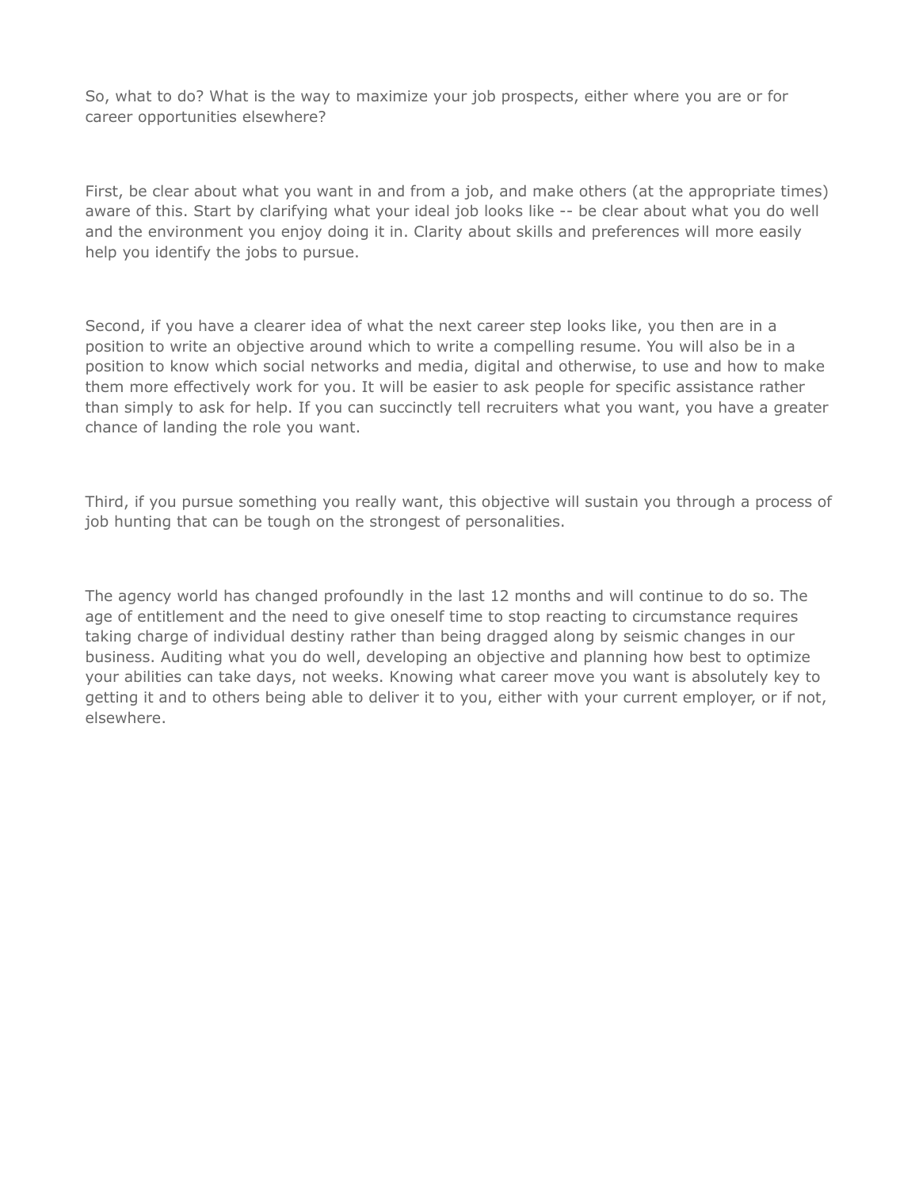So, what to do? What is the way to maximize your job prospects, either where you are or for career opportunities elsewhere?

First, be clear about what you want in and from a job, and make others (at the appropriate times) aware of this. Start by clarifying what your ideal job looks like -- be clear about what you do well and the environment you enjoy doing it in. Clarity about skills and preferences will more easily help you identify the jobs to pursue.

Second, if you have a clearer idea of what the next career step looks like, you then are in a position to write an objective around which to write a compelling resume. You will also be in a position to know which social networks and media, digital and otherwise, to use and how to make them more effectively work for you. It will be easier to ask people for specific assistance rather than simply to ask for help. If you can succinctly tell recruiters what you want, you have a greater chance of landing the role you want.

Third, if you pursue something you really want, this objective will sustain you through a process of job hunting that can be tough on the strongest of personalities.

The agency world has changed profoundly in the last 12 months and will continue to do so. The age of entitlement and the need to give oneself time to stop reacting to circumstance requires taking charge of individual destiny rather than being dragged along by seismic changes in our business. Auditing what you do well, developing an objective and planning how best to optimize your abilities can take days, not weeks. Knowing what career move you want is absolutely key to getting it and to others being able to deliver it to you, either with your current employer, or if not, elsewhere.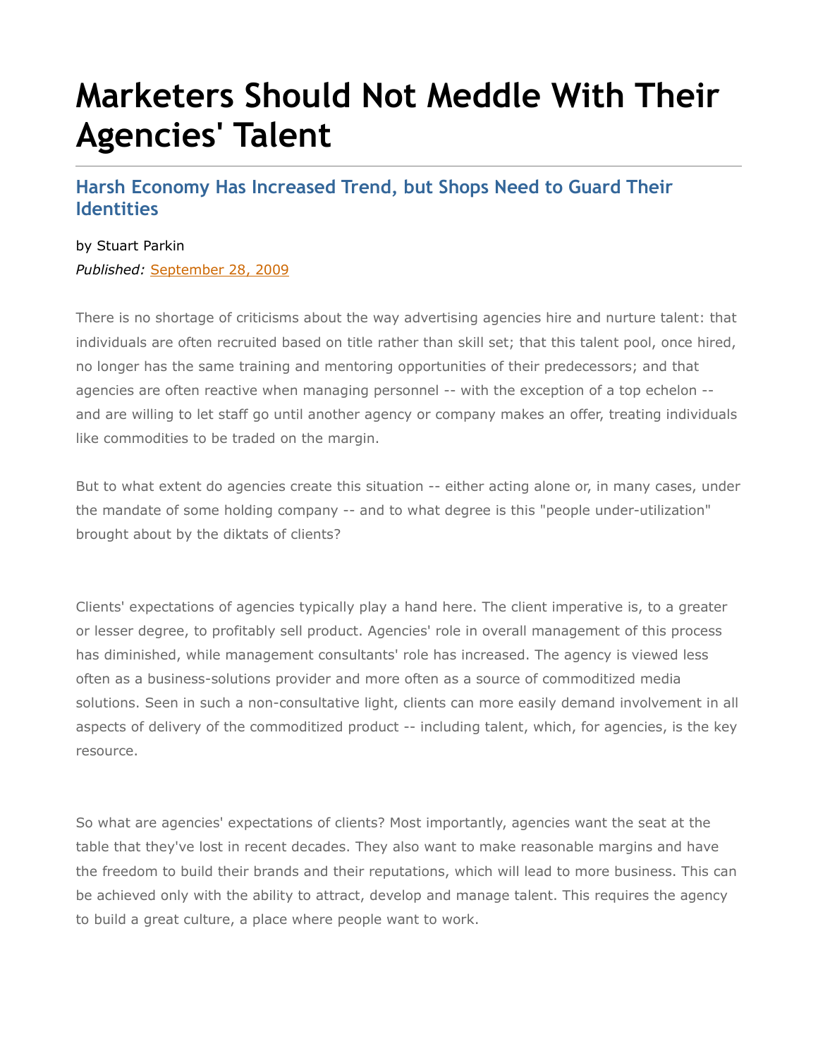# Marketers Should Not Meddle With Their Agencies' Talent

## Harsh Economy Has Increased Trend, but Shops Need to Guard Their Identities

by Stuart Parkin

*Published:* September 28, 2009

There is no shortage of criticisms about the way advertising agencies hire and nurture talent: that individuals are often recruited based on title rather than skill set; that this talent pool, once hired, no longer has the same training and mentoring opportunities of their predecessors; and that agencies are often reactive when managing personnel -- with the exception of a top echelon -- and are willing to let staff go until another agency or company makes an offer, treating individuals like commodities to be traded on the margin.

But to what extent do agencies create this situation -- either acting alone or, in many cases, under the mandate of some holding company -- and to what degree is this "people under-utilization" brought about by the diktats of clients?

Clients' expectations of agencies typically play a hand here. The client imperative is, to a greater or lesser degree, to profitably sell product. Agencies' role in overall management of this process has diminished, while management consultants' role has increased. The agency is viewed less often as a business-solutions provider and more often as a source of commoditized media solutions. Seen in such a non-consultative light, clients can more easily demand involvement in all aspects of delivery of the commoditized product -- including talent, which, for agencies, is the key resource.

So what are agencies' expectations of clients? Most importantly, agencies want the seat at the table that they've lost in recent decades. They also want to make reasonable margins and have the freedom to build their brands and their reputations, which will lead to more business. This can be achieved only with the ability to attract, develop and manage talent. This requires the agency to build a great culture, a place where people want to work.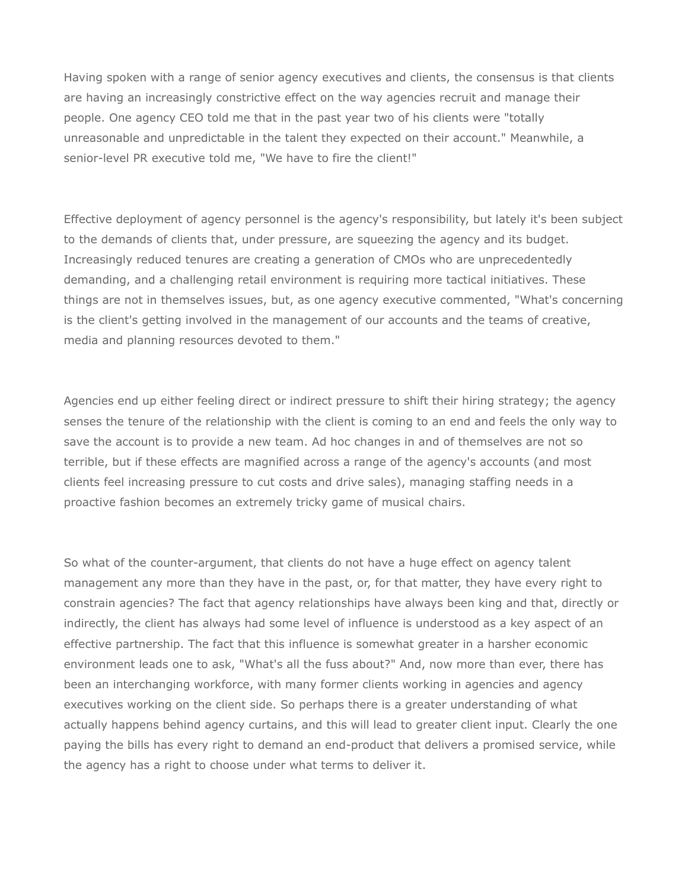Having spoken with a range of senior agency executives and clients, the consensus is that clients are having an increasingly constrictive effect on the way agencies recruit and manage their people. One agency CEO told me that in the past year two of his clients were "totally unreasonable and unpredictable in the talent they expected on their account." Meanwhile, a senior-level PR executive told me, "We have to fire the client!"

Effective deployment of agency personnel is the agency's responsibility, but lately it's been subject to the demands of clients that, under pressure, are squeezing the agency and its budget. Increasingly reduced tenures are creating a generation of CMOs who are unprecedentedly demanding, and a challenging retail environment is requiring more tactical initiatives. These things are not in themselves issues, but, as one agency executive commented, "What's concerning is the client's getting involved in the management of our accounts and the teams of creative, media and planning resources devoted to them."

Agencies end up either feeling direct or indirect pressure to shift their hiring strategy; the agency senses the tenure of the relationship with the client is coming to an end and feels the only way to save the account is to provide a new team. Ad hoc changes in and of themselves are not so terrible, but if these effects are magnified across a range of the agency's accounts (and most clients feel increasing pressure to cut costs and drive sales), managing staffing needs in a proactive fashion becomes an extremely tricky game of musical chairs.

So what of the counter-argument, that clients do not have a huge effect on agency talent management any more than they have in the past, or, for that matter, they have every right to constrain agencies? The fact that agency relationships have always been king and that, directly or indirectly, the client has always had some level of influence is understood as a key aspect of an effective partnership. The fact that this influence is somewhat greater in a harsher economic environment leads one to ask, "What's all the fuss about?" And, now more than ever, there has been an interchanging workforce, with many former clients working in agencies and agency executives working on the client side. So perhaps there is a greater understanding of what actually happens behind agency curtains, and this will lead to greater client input. Clearly the one paying the bills has every right to demand an end-product that delivers a promised service, while the agency has a right to choose under what terms to deliver it.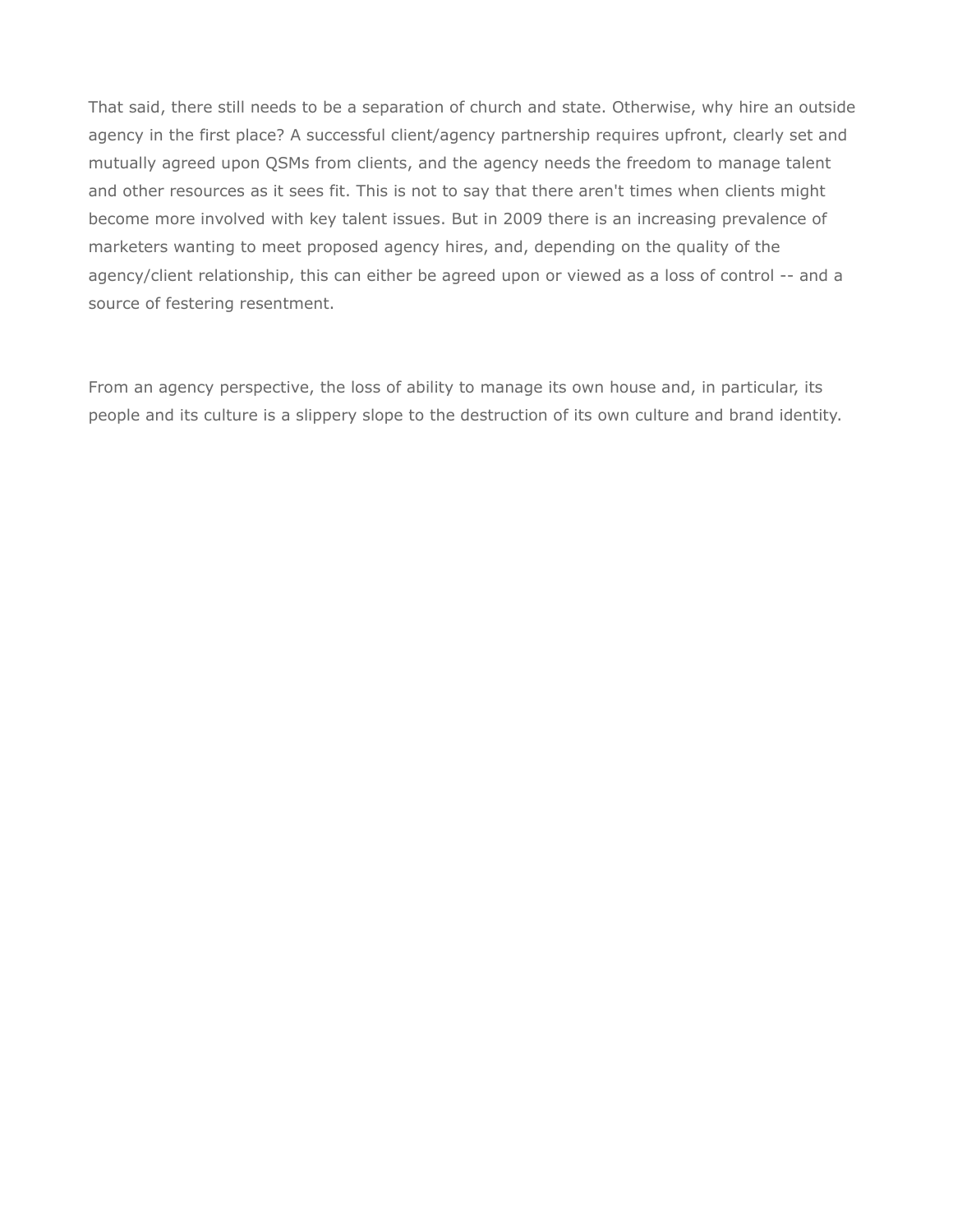That said, there still needs to be a separation of church and state. Otherwise, why hire an outside agency in the first place? A successful client/agency partnership requires upfront, clearly set and mutually agreed upon QSMs from clients, and the agency needs the freedom to manage talent and other resources as it sees fit. This is not to say that there aren't times when clients might become more involved with key talent issues. But in 2009 there is an increasing prevalence of marketers wanting to meet proposed agency hires, and, depending on the quality of the agency/client relationship, this can either be agreed upon or viewed as a loss of control -- and a source of festering resentment.

From an agency perspective, the loss of ability to manage its own house and, in particular, its people and its culture is a slippery slope to the destruction of its own culture and brand identity.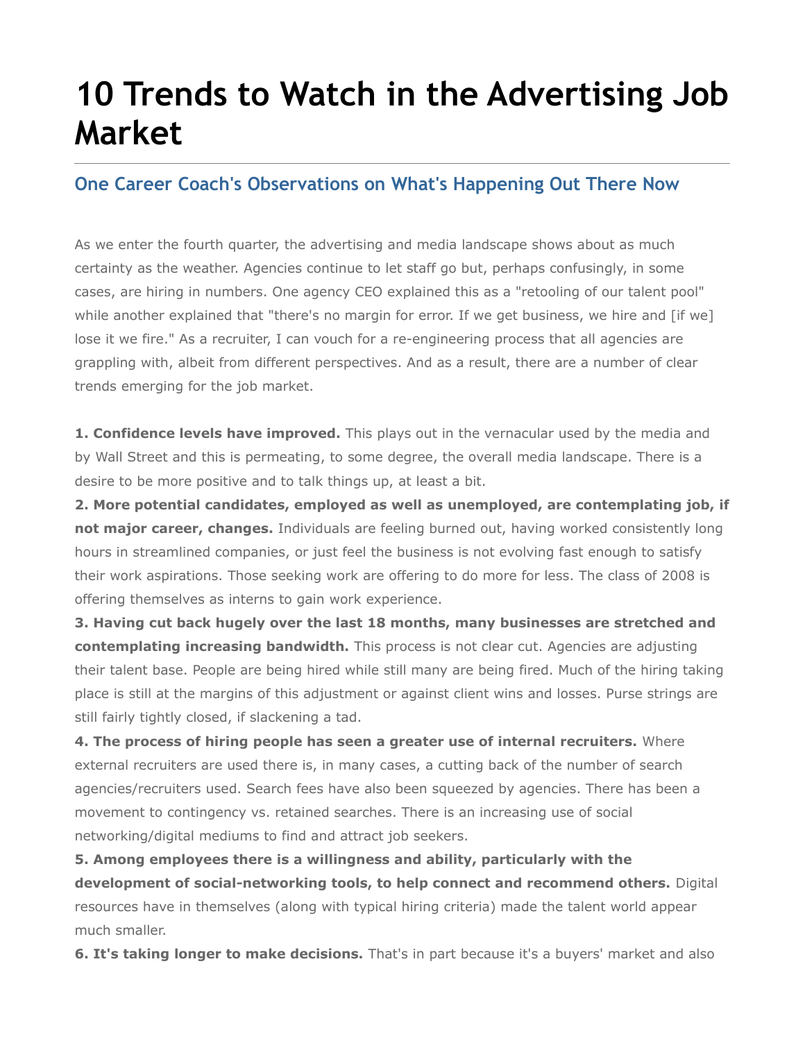# 10 Trends to Watch in the Advertising Job Market

## One Career Coach's Observations on What's Happening Out There Now

As we enter the fourth quarter, the advertising and media landscape shows about as much certainty as the weather. Agencies continue to let staff go but, perhaps confusingly, in some cases, are hiring in numbers. One agency CEO explained this as a "retooling of our talent pool" while another explained that "there's no margin for error. If we get business, we hire and [if we] lose it we fire." As a recruiter, I can vouch for a re-engineering process that all agencies are grappling with, albeit from different perspectives. And as a result, there are a number of clear trends emerging for the job market.

**1. Confidence levels have improved.** This plays out in the vernacular used by the media and by Wall Street and this is permeating, to some degree, the overall media landscape. There is a desire to be more positive and to talk things up, at least a bit.

**2. More potential candidates, employed as well as unemployed, are contemplating job, if not major career, changes.** Individuals are feeling burned out, having worked consistently long hours in streamlined companies, or just feel the business is not evolving fast enough to satisfy their work aspirations. Those seeking work are offering to do more for less. The class of 2008 is offering themselves as interns to gain work experience.

**3. Having cut back hugely over the last 18 months, many businesses are stretched and contemplating increasing bandwidth.** This process is not clear cut. Agencies are adjusting their talent base. People are being hired while still many are being fired. Much of the hiring taking place is still at the margins of this adjustment or against client wins and losses. Purse strings are still fairly tightly closed, if slackening a tad.

**4. The process of hiring people has seen a greater use of internal recruiters.** Where external recruiters are used there is, in many cases, a cutting back of the number of search agencies/recruiters used. Search fees have also been squeezed by agencies. There has been a movement to contingency vs. retained searches. There is an increasing use of social networking/digital mediums to find and attract job seekers.

**5. Among employees there is a willingness and ability, particularly with the development of social-networking tools, to help connect and recommend others.** Digital resources have in themselves (along with typical hiring criteria) made the talent world appear much smaller.

**6. It's taking longer to make decisions.** That's in part because it's a buyers' market and also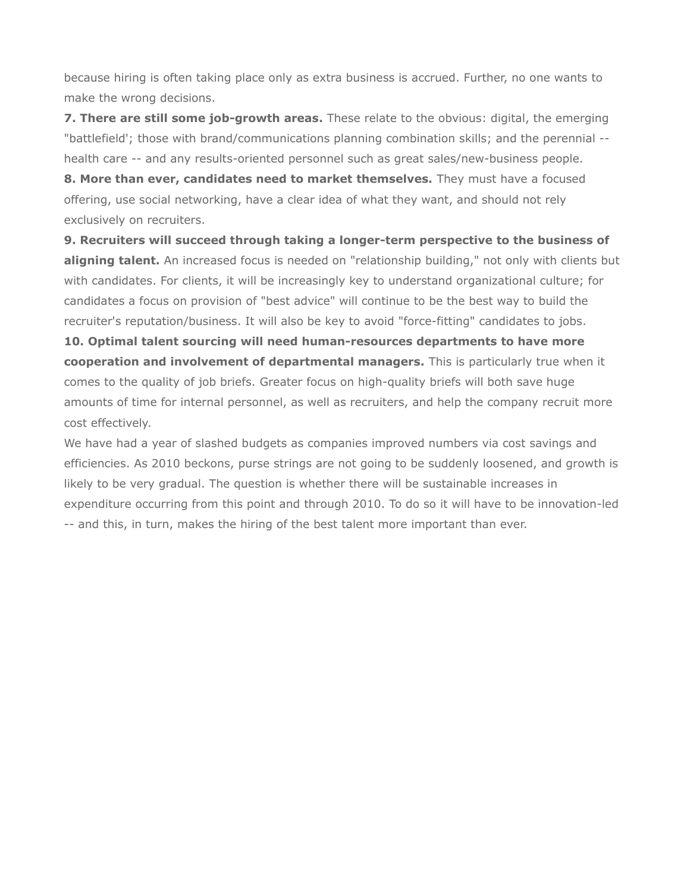because hiring is often taking place only as extra business is accrued. Further, no one wants to make the wrong decisions.

**7. There are still some job-growth areas.** These relate to the obvious: digital, the emerging "battlefield'; those with brand/communications planning combination skills; and the perennial -- health care -- and any results-oriented personnel such as great sales/new-business people.

**8. More than ever, candidates need to market themselves.** They must have a focused offering, use social networking, have a clear idea of what they want, and should not rely exclusively on recruiters.

**9. Recruiters will succeed through taking a longer-term perspective to the business of aligning talent.** An increased focus is needed on "relationship building," not only with clients but with candidates. For clients, it will be increasingly key to understand organizational culture; for candidates a focus on provision of "best advice" will continue to be the best way to build the recruiter's reputation/business. It will also be key to avoid "force-fitting" candidates to jobs.

**10. Optimal talent sourcing will need human-resources departments to have more cooperation and involvement of departmental managers.** This is particularly true when it comes to the quality of job briefs. Greater focus on high-quality briefs will both save huge amounts of time for internal personnel, as well as recruiters, and help the company recruit more cost effectively.

We have had a year of slashed budgets as companies improved numbers via cost savings and efficiencies. As 2010 beckons, purse strings are not going to be suddenly loosened, and growth is likely to be very gradual. The question is whether there will be sustainable increases in expenditure occurring from this point and through 2010. To do so it will have to be innovation-led -- and this, in turn, makes the hiring of the best talent more important than ever.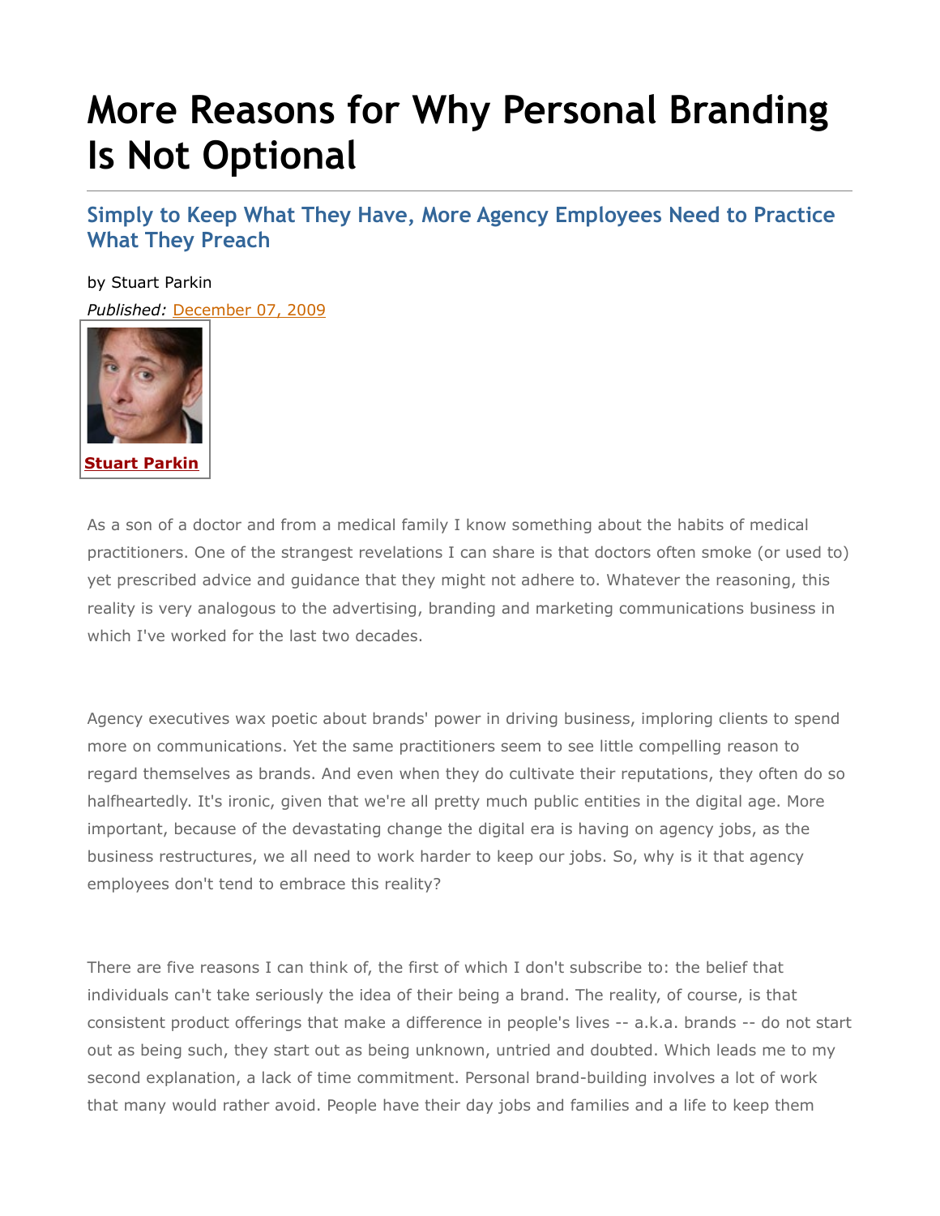# More Reasons for Why Personal Branding Is Not Optional

## Simply to Keep What They Have, More Agency Employees Need to Practice What They Preach

by Stuart Parkin

*Published:* December 07, 2009

**Stuart Parkin**

As a son of a doctor and from a medical family I know something about the habits of medical practitioners. One of the strangest revelations I can share is that doctors often smoke (or used to) yet prescribed advice and guidance that they might not adhere to. Whatever the reasoning, this reality is very analogous to the advertising, branding and marketing communications business in which I've worked for the last two decades.

Agency executives wax poetic about brands' power in driving business, imploring clients to spend more on communications. Yet the same practitioners seem to see little compelling reason to regard themselves as brands. And even when they do cultivate their reputations, they often do so halfheartedly. It's ironic, given that we're all pretty much public entities in the digital age. More important, because of the devastating change the digital era is having on agency jobs, as the business restructures, we all need to work harder to keep our jobs. So, why is it that agency employees don't tend to embrace this reality?

There are five reasons I can think of, the first of which I don't subscribe to: the belief that individuals can't take seriously the idea of their being a brand. The reality, of course, is that consistent product offerings that make a difference in people's lives -- a.k.a. brands -- do not start out as being such, they start out as being unknown, untried and doubted. Which leads me to my second explanation, a lack of time commitment. Personal brand-building involves a lot of work that many would rather avoid. People have their day jobs and families and a life to keep them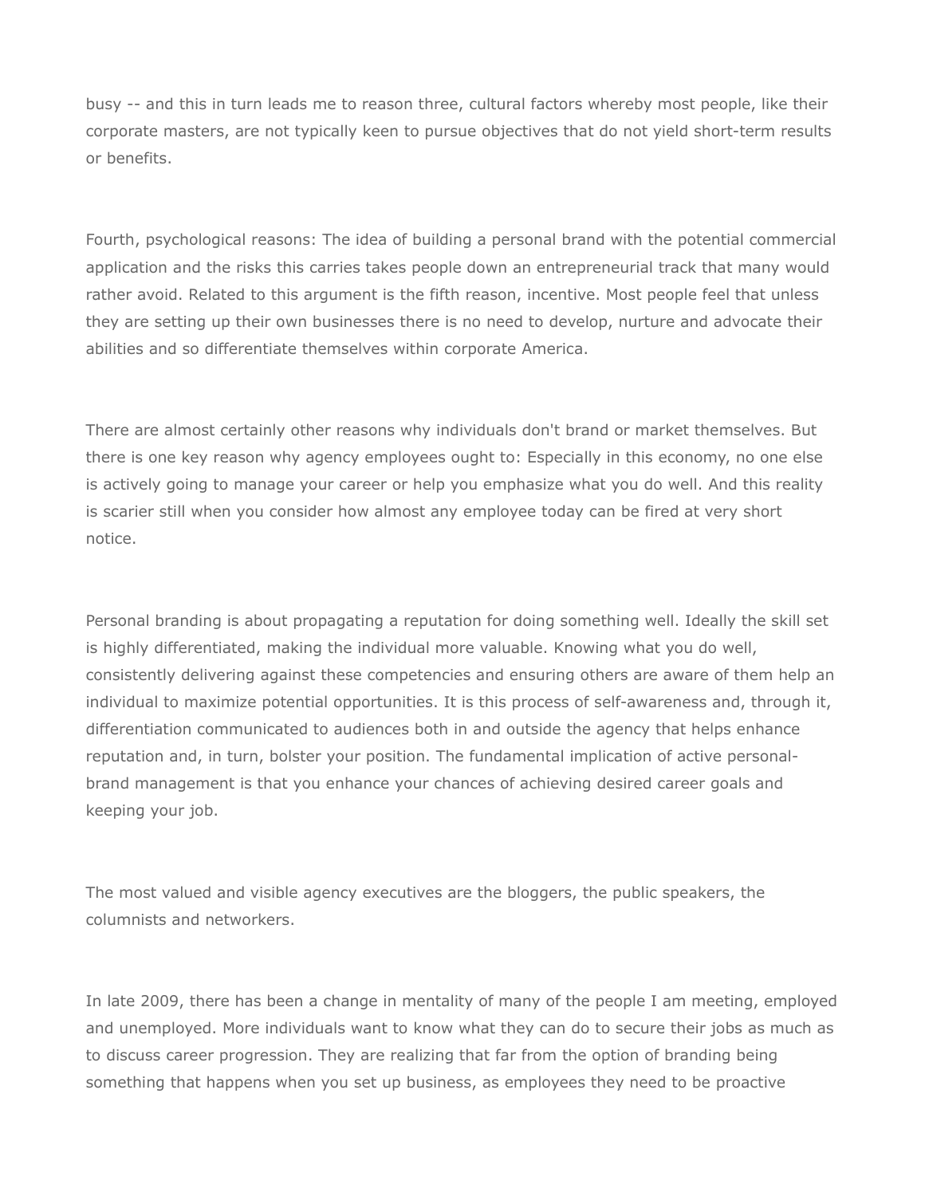busy -- and this in turn leads me to reason three, cultural factors whereby most people, like their corporate masters, are not typically keen to pursue objectives that do not yield short-term results or benefits.

Fourth, psychological reasons: The idea of building a personal brand with the potential commercial application and the risks this carries takes people down an entrepreneurial track that many would rather avoid. Related to this argument is the fifth reason, incentive. Most people feel that unless they are setting up their own businesses there is no need to develop, nurture and advocate their abilities and so differentiate themselves within corporate America.

There are almost certainly other reasons why individuals don't brand or market themselves. But there is one key reason why agency employees ought to: Especially in this economy, no one else is actively going to manage your career or help you emphasize what you do well. And this reality is scarier still when you consider how almost any employee today can be fired at very short notice.

Personal branding is about propagating a reputation for doing something well. Ideally the skill set is highly differentiated, making the individual more valuable. Knowing what you do well, consistently delivering against these competencies and ensuring others are aware of them help an individual to maximize potential opportunities. It is this process of self-awareness and, through it, differentiation communicated to audiences both in and outside the agency that helps enhance reputation and, in turn, bolster your position. The fundamental implication of active personal-brand management is that you enhance your chances of achieving desired career goals and keeping your job.

The most valued and visible agency executives are the bloggers, the public speakers, the columnists and networkers.

In late 2009, there has been a change in mentality of many of the people I am meeting, employed and unemployed. More individuals want to know what they can do to secure their jobs as much as to discuss career progression. They are realizing that far from the option of branding being something that happens when you set up business, as employees they need to be proactive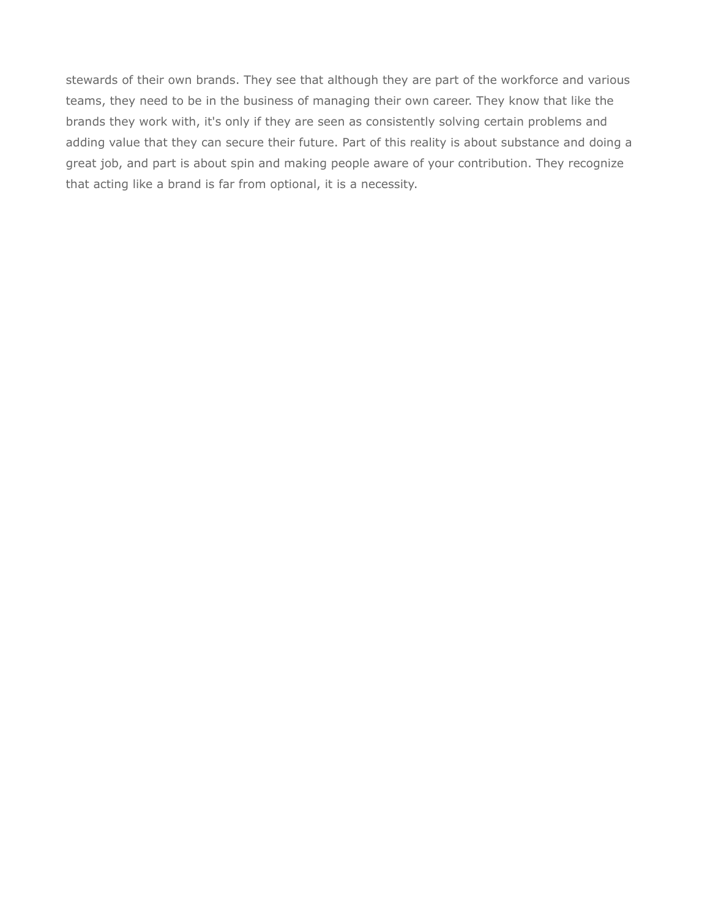stewards of their own brands. They see that although they are part of the workforce and various teams, they need to be in the business of managing their own career. They know that like the brands they work with, it's only if they are seen as consistently solving certain problems and adding value that they can secure their future. Part of this reality is about substance and doing a great job, and part is about spin and making people aware of your contribution. They recognize that acting like a brand is far from optional, it is a necessity.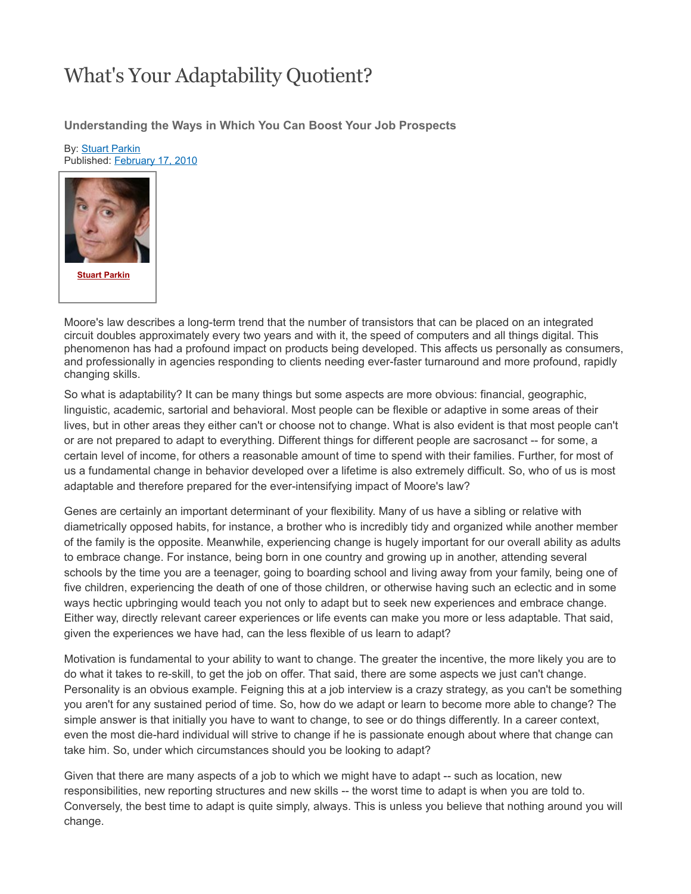# What's Your Adaptability Quotient?

### Understanding the Ways in Which You Can Boost Your Job Prospects

By: Stuart Parkin
Published: February 17, 2010

Stuart Parkin

Moore's law describes a long-term trend that the number of transistors that can be placed on an integrated circuit doubles approximately every two years and with it, the speed of computers and all things digital. This phenomenon has had a profound impact on products being developed. This affects us personally as consumers, and professionally in agencies responding to clients needing ever-faster turnaround and more profound, rapidly changing skills.

So what is adaptability? It can be many things but some aspects are more obvious: financial, geographic, linguistic, academic, sartorial and behavioral. Most people can be flexible or adaptive in some areas of their lives, but in other areas they either can't or choose not to change. What is also evident is that most people can't or are not prepared to adapt to everything. Different things for different people are sacrosanct -- for some, a certain level of income, for others a reasonable amount of time to spend with their families. Further, for most of us a fundamental change in behavior developed over a lifetime is also extremely difficult. So, who of us is most adaptable and therefore prepared for the ever-intensifying impact of Moore's law?

Genes are certainly an important determinant of your flexibility. Many of us have a sibling or relative with diametrically opposed habits, for instance, a brother who is incredibly tidy and organized while another member of the family is the opposite. Meanwhile, experiencing change is hugely important for our overall ability as adults to embrace change. For instance, being born in one country and growing up in another, attending several schools by the time you are a teenager, going to boarding school and living away from your family, being one of five children, experiencing the death of one of those children, or otherwise having such an eclectic and in some ways hectic upbringing would teach you not only to adapt but to seek new experiences and embrace change. Either way, directly relevant career experiences or life events can make you more or less adaptable. That said, given the experiences we have had, can the less flexible of us learn to adapt?

Motivation is fundamental to your ability to want to change. The greater the incentive, the more likely you are to do what it takes to re-skill, to get the job on offer. That said, there are some aspects we just can't change. Personality is an obvious example. Feigning this at a job interview is a crazy strategy, as you can't be something you aren't for any sustained period of time. So, how do we adapt or learn to become more able to change? The simple answer is that initially you have to want to change, to see or do things differently. In a career context, even the most die-hard individual will strive to change if he is passionate enough about where that change can take him. So, under which circumstances should you be looking to adapt?

Given that there are many aspects of a job to which we might have to adapt -- such as location, new responsibilities, new reporting structures and new skills -- the worst time to adapt is when you are told to. Conversely, the best time to adapt is quite simply, always. This is unless you believe that nothing around you will change.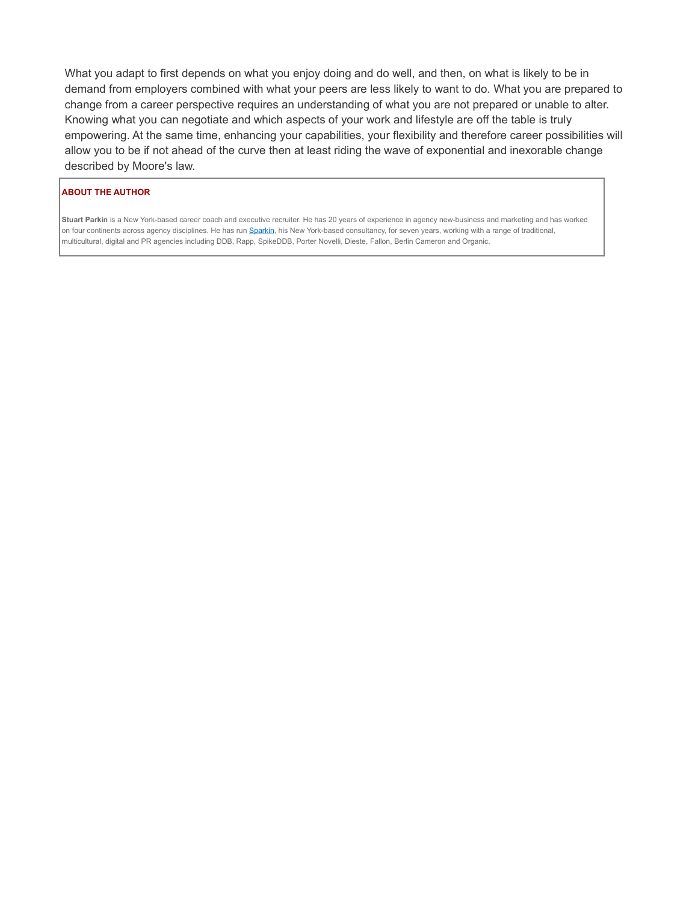What you adapt to first depends on what you enjoy doing and do well, and then, on what is likely to be in demand from employers combined with what your peers are less likely to want to do. What you are prepared to change from a career perspective requires an understanding of what you are not prepared or unable to alter. Knowing what you can negotiate and which aspects of your work and lifestyle are off the table is truly empowering. At the same time, enhancing your capabilities, your flexibility and therefore career possibilities will allow you to be if not ahead of the curve then at least riding the wave of exponential and inexorable change described by Moore's law.

**ABOUT THE AUTHOR**

**Stuart Parkin** is a New York-based career coach and executive recruiter. He has 20 years of experience in agency new-business and marketing and has worked on four continents across agency disciplines. He has run Sparkin, his New York-based consultancy, for seven years, working with a range of traditional, multicultural, digital and PR agencies including DDB, Rapp, SpikeDDB, Porter Novelli, Dieste, Fallon, Berlin Cameron and Organic.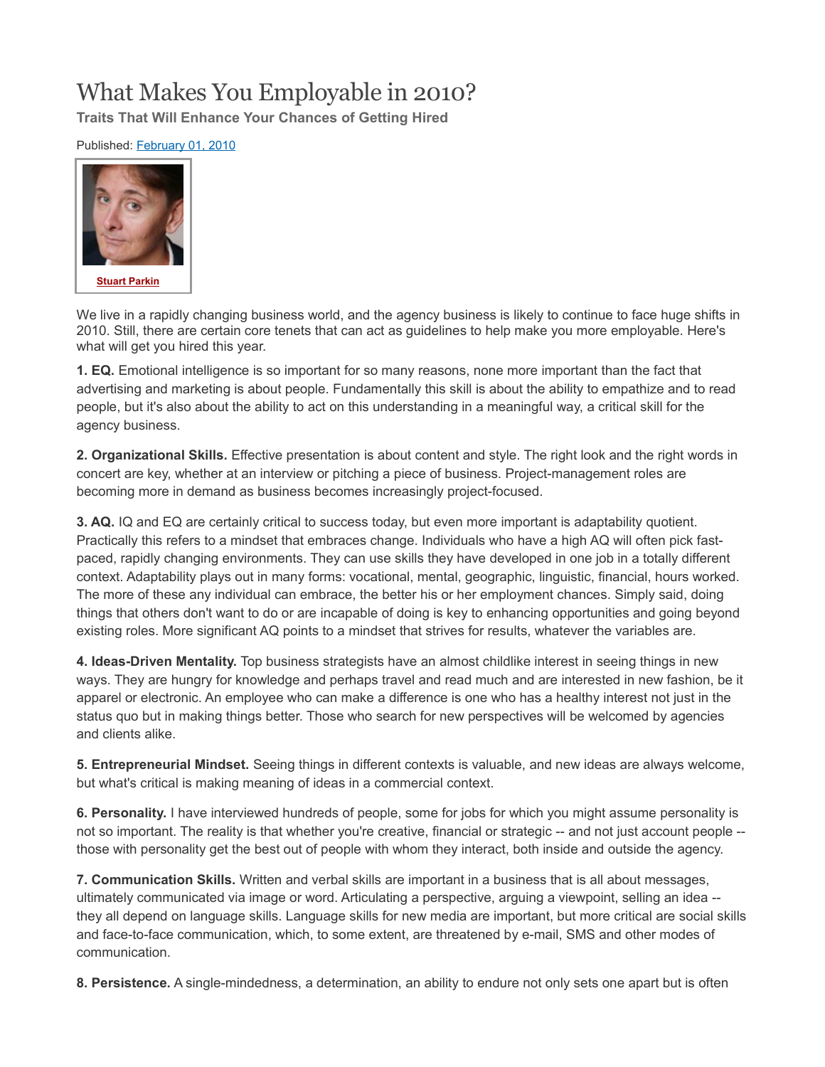# What Makes You Employable in 2010?

**Traits That Will Enhance Your Chances of Getting Hired**

Published: February 01, 2010

Stuart Parkin

We live in a rapidly changing business world, and the agency business is likely to continue to face huge shifts in 2010. Still, there are certain core tenets that can act as guidelines to help make you more employable. Here's what will get you hired this year.

**1. EQ.** Emotional intelligence is so important for so many reasons, none more important than the fact that advertising and marketing is about people. Fundamentally this skill is about the ability to empathize and to read people, but it's also about the ability to act on this understanding in a meaningful way, a critical skill for the agency business.

**2. Organizational Skills.** Effective presentation is about content and style. The right look and the right words in concert are key, whether at an interview or pitching a piece of business. Project-management roles are becoming more in demand as business becomes increasingly project-focused.

**3. AQ.** IQ and EQ are certainly critical to success today, but even more important is adaptability quotient. Practically this refers to a mindset that embraces change. Individuals who have a high AQ will often pick fast-paced, rapidly changing environments. They can use skills they have developed in one job in a totally different context. Adaptability plays out in many forms: vocational, mental, geographic, linguistic, financial, hours worked. The more of these any individual can embrace, the better his or her employment chances. Simply said, doing things that others don't want to do or are incapable of doing is key to enhancing opportunities and going beyond existing roles. More significant AQ points to a mindset that strives for results, whatever the variables are.

**4. Ideas-Driven Mentality.** Top business strategists have an almost childlike interest in seeing things in new ways. They are hungry for knowledge and perhaps travel and read much and are interested in new fashion, be it apparel or electronic. An employee who can make a difference is one who has a healthy interest not just in the status quo but in making things better. Those who search for new perspectives will be welcomed by agencies and clients alike.

**5. Entrepreneurial Mindset.** Seeing things in different contexts is valuable, and new ideas are always welcome, but what's critical is making meaning of ideas in a commercial context.

**6. Personality.** I have interviewed hundreds of people, some for jobs for which you might assume personality is not so important. The reality is that whether you're creative, financial or strategic -- and not just account people -- those with personality get the best out of people with whom they interact, both inside and outside the agency.

**7. Communication Skills.** Written and verbal skills are important in a business that is all about messages, ultimately communicated via image or word. Articulating a perspective, arguing a viewpoint, selling an idea -- they all depend on language skills. Language skills for new media are important, but more critical are social skills and face-to-face communication, which, to some extent, are threatened by e-mail, SMS and other modes of communication.

**8. Persistence.** A single-mindedness, a determination, an ability to endure not only sets one apart but is often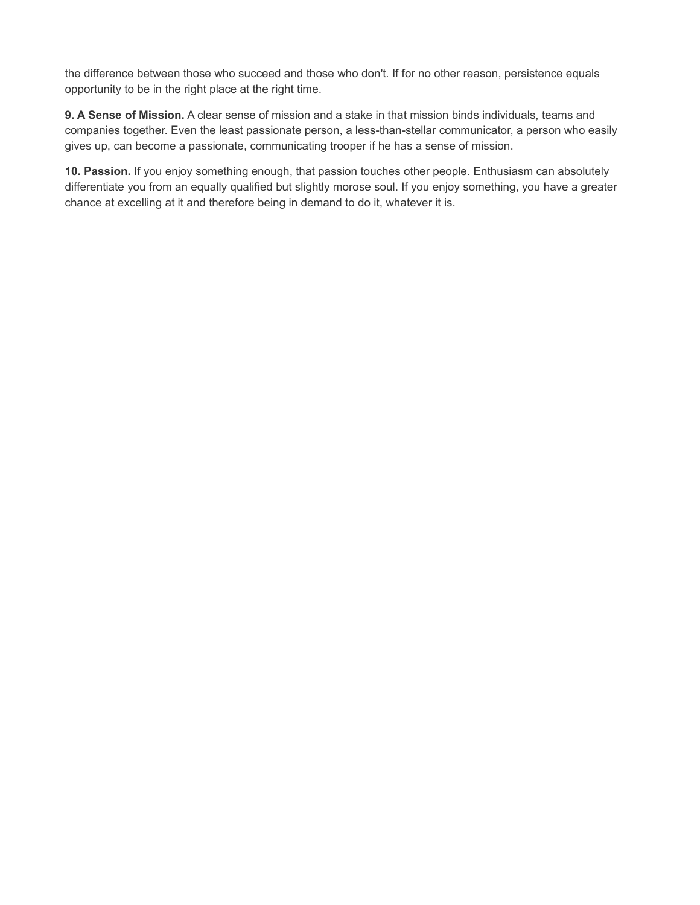the difference between those who succeed and those who don't. If for no other reason, persistence equals opportunity to be in the right place at the right time.

**9. A Sense of Mission.** A clear sense of mission and a stake in that mission binds individuals, teams and companies together. Even the least passionate person, a less-than-stellar communicator, a person who easily gives up, can become a passionate, communicating trooper if he has a sense of mission.

**10. Passion.** If you enjoy something enough, that passion touches other people. Enthusiasm can absolutely differentiate you from an equally qualified but slightly morose soul. If you enjoy something, you have a greater chance at excelling at it and therefore being in demand to do it, whatever it is.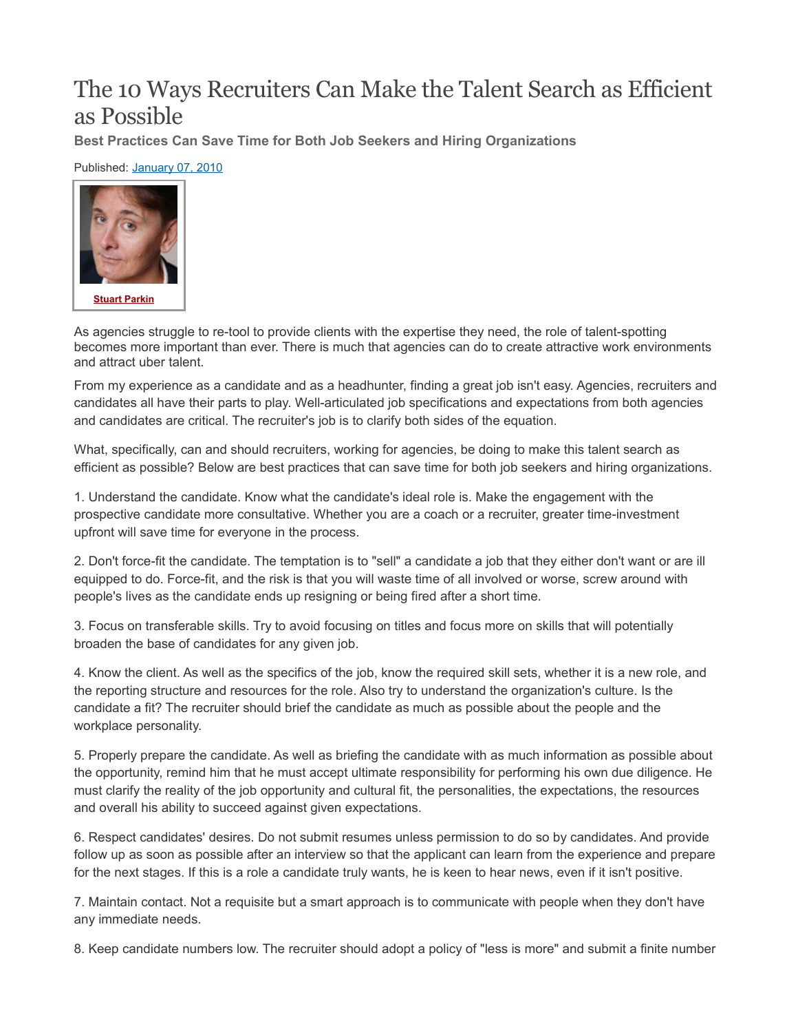# The 10 Ways Recruiters Can Make the Talent Search as Efficient as Possible

**Best Practices Can Save Time for Both Job Seekers and Hiring Organizations**

Published: [January 07, 2010]

[Stuart Parkin]

As agencies struggle to re-tool to provide clients with the expertise they need, the role of talent-spotting becomes more important than ever. There is much that agencies can do to create attractive work environments and attract uber talent.

From my experience as a candidate and as a headhunter, finding a great job isn't easy. Agencies, recruiters and candidates all have their parts to play. Well-articulated job specifications and expectations from both agencies and candidates are critical. The recruiter's job is to clarify both sides of the equation.

What, specifically, can and should recruiters, working for agencies, be doing to make this talent search as efficient as possible? Below are best practices that can save time for both job seekers and hiring organizations.

1. Understand the candidate. Know what the candidate's ideal role is. Make the engagement with the prospective candidate more consultative. Whether you are a coach or a recruiter, greater time-investment upfront will save time for everyone in the process.

2. Don't force-fit the candidate. The temptation is to "sell" a candidate a job that they either don't want or are ill equipped to do. Force-fit, and the risk is that you will waste time of all involved or worse, screw around with people's lives as the candidate ends up resigning or being fired after a short time.

3. Focus on transferable skills. Try to avoid focusing on titles and focus more on skills that will potentially broaden the base of candidates for any given job.

4. Know the client. As well as the specifics of the job, know the required skill sets, whether it is a new role, and the reporting structure and resources for the role. Also try to understand the organization's culture. Is the candidate a fit? The recruiter should brief the candidate as much as possible about the people and the workplace personality.

5. Properly prepare the candidate. As well as briefing the candidate with as much information as possible about the opportunity, remind him that he must accept ultimate responsibility for performing his own due diligence. He must clarify the reality of the job opportunity and cultural fit, the personalities, the expectations, the resources and overall his ability to succeed against given expectations.

6. Respect candidates' desires. Do not submit resumes unless permission to do so by candidates. And provide follow up as soon as possible after an interview so that the applicant can learn from the experience and prepare for the next stages. If this is a role a candidate truly wants, he is keen to hear news, even if it isn't positive.

7. Maintain contact. Not a requisite but a smart approach is to communicate with people when they don't have any immediate needs.

8. Keep candidate numbers low. The recruiter should adopt a policy of "less is more" and submit a finite number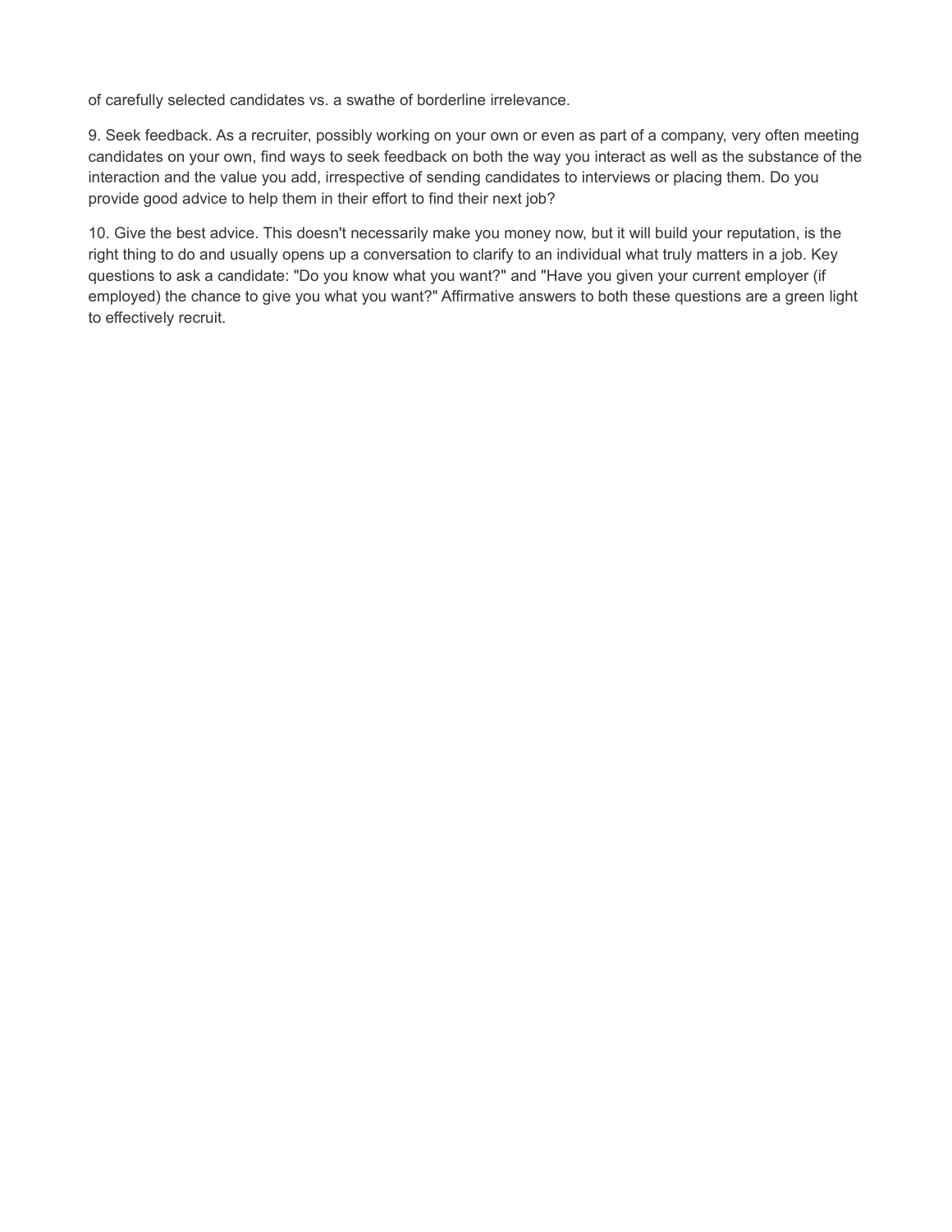of carefully selected candidates vs. a swathe of borderline irrelevance.

9. Seek feedback. As a recruiter, possibly working on your own or even as part of a company, very often meeting candidates on your own, find ways to seek feedback on both the way you interact as well as the substance of the interaction and the value you add, irrespective of sending candidates to interviews or placing them. Do you provide good advice to help them in their effort to find their next job?

10. Give the best advice. This doesn't necessarily make you money now, but it will build your reputation, is the right thing to do and usually opens up a conversation to clarify to an individual what truly matters in a job. Key questions to ask a candidate: "Do you know what you want?" and "Have you given your current employer (if employed) the chance to give you what you want?" Affirmative answers to both these questions are a green light to effectively recruit.